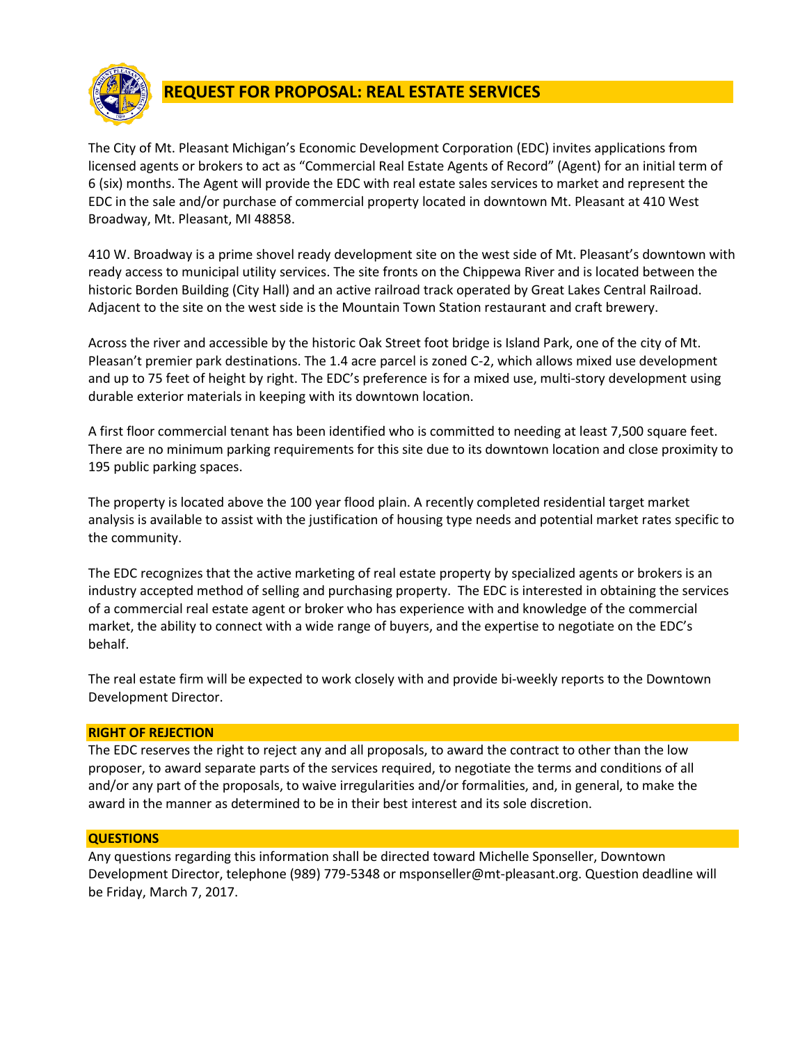# REQUEST FOR PROPOSAL: REAL ESTATE SERVICES

The City of Mt. Pleasant Michigan's Economic Development Corporation (EDC) invites applications from licensed agents or brokers to act as "Commercial Real Estate Agents of Record" (Agent) for an initial term of 6 (six) months. The Agent will provide the EDC with real estate sales services to market and represent the EDC in the sale and/or purchase of commercial property located in downtown Mt. Pleasant at 410 West Broadway, Mt. Pleasant, MI 48858.

410 W. Broadway is a prime shovel ready development site on the west side of Mt. Pleasant's downtown with ready access to municipal utility services. The site fronts on the Chippewa River and is located between the historic Borden Building (City Hall) and an active railroad track operated by Great Lakes Central Railroad. Adjacent to the site on the west side is the Mountain Town Station restaurant and craft brewery.

Across the river and accessible by the historic Oak Street foot bridge is Island Park, one of the city of Mt. Pleasan't premier park destinations. The 1.4 acre parcel is zoned C-2, which allows mixed use development and up to 75 feet of height by right. The EDC's preference is for a mixed use, multi-story development using durable exterior materials in keeping with its downtown location.

A first floor commercial tenant has been identified who is committed to needing at least 7,500 square feet. There are no minimum parking requirements for this site due to its downtown location and close proximity to 195 public parking spaces.

The property is located above the 100 year flood plain. A recently completed residential target market analysis is available to assist with the justification of housing type needs and potential market rates specific to the community.

The EDC recognizes that the active marketing of real estate property by specialized agents or brokers is an industry accepted method of selling and purchasing property. The EDC is interested in obtaining the services of a commercial real estate agent or broker who has experience with and knowledge of the commercial market, the ability to connect with a wide range of buyers, and the expertise to negotiate on the EDC's behalf.

The real estate firm will be expected to work closely with and provide bi-weekly reports to the Downtown Development Director.

## RIGHT OF REJECTION

The EDC reserves the right to reject any and all proposals, to award the contract to other than the low proposer, to award separate parts of the services required, to negotiate the terms and conditions of all and/or any part of the proposals, to waive irregularities and/or formalities, and, in general, to make the award in the manner as determined to be in their best interest and its sole discretion.

## QUESTIONS

Any questions regarding this information shall be directed toward Michelle Sponseller, Downtown Development Director, telephone (989) 779-5348 or msponseller@mt-pleasant.org. Question deadline will be Friday, March 7, 2017.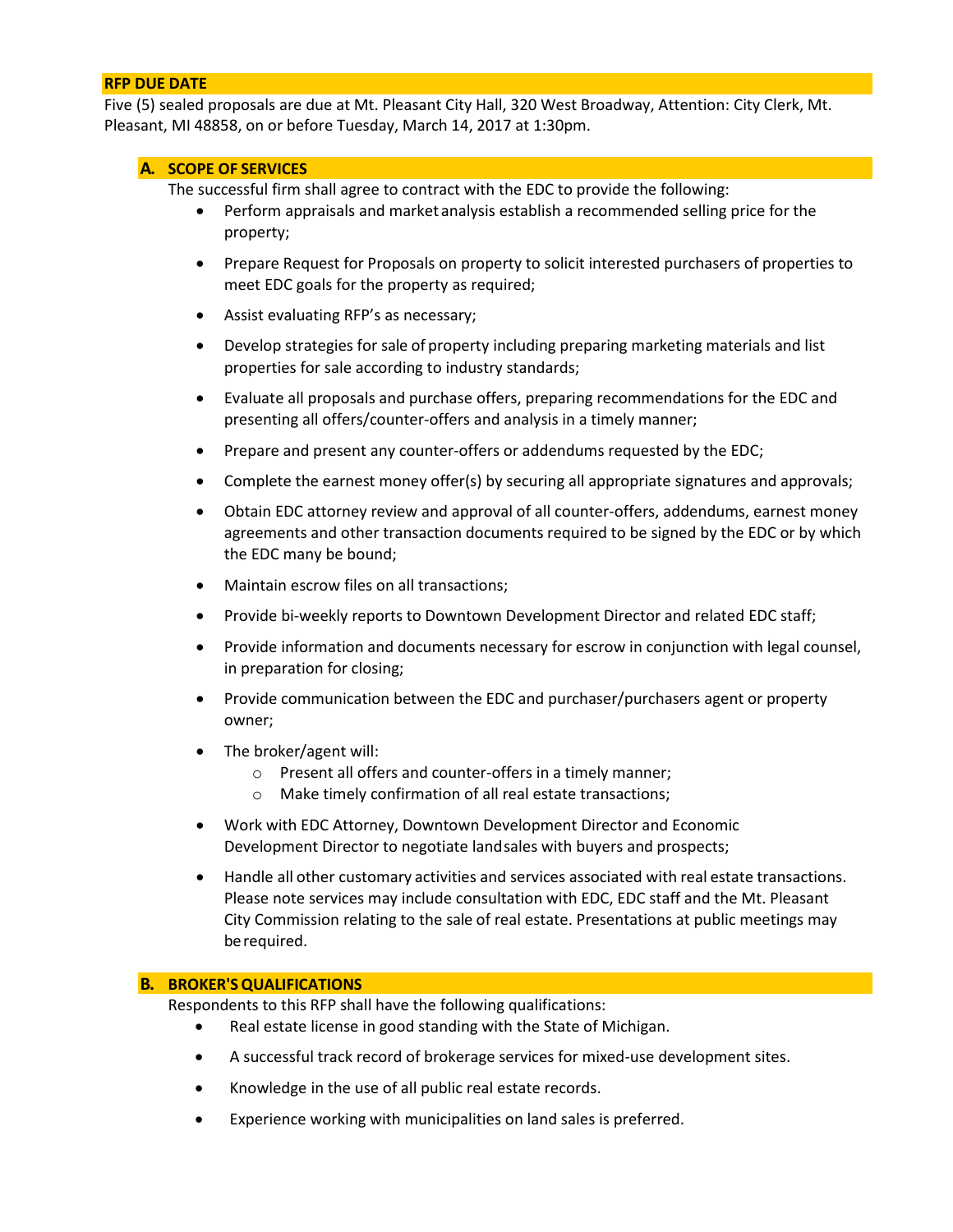## RFP DUE DATE

Five (5) sealed proposals are due at Mt. Pleasant City Hall, 320 West Broadway, Attention: City Clerk, Mt. Pleasant, MI 48858, on or before Tuesday, March 14, 2017 at 1:30pm.

### A. SCOPE OF SERVICES

The successful firm shall agree to contract with the EDC to provide the following:

- Perform appraisals and market analysis establish a recommended selling price for the property;
- Prepare Request for Proposals on property to solicit interested purchasers of properties to meet EDC goals for the property as required;
- Assist evaluating RFP's as necessary;
- Develop strategies for sale of property including preparing marketing materials and list properties for sale according to industry standards;
- Evaluate all proposals and purchase offers, preparing recommendations for the EDC and presenting all offers/counter-offers and analysis in a timely manner;
- Prepare and present any counter-offers or addendums requested by the EDC;
- Complete the earnest money offer(s) by securing all appropriate signatures and approvals;
- Obtain EDC attorney review and approval of all counter-offers, addendums, earnest money agreements and other transaction documents required to be signed by the EDC or by which the EDC many be bound;
- Maintain escrow files on all transactions;
- Provide bi-weekly reports to Downtown Development Director and related EDC staff;
- Provide information and documents necessary for escrow in conjunction with legal counsel, in preparation for closing;
- Provide communication between the EDC and purchaser/purchasers agent or property owner;
- The broker/agent will:
  - Present all offers and counter-offers in a timely manner;
  - Make timely confirmation of all real estate transactions;
- Work with EDC Attorney, Downtown Development Director and Economic Development Director to negotiate land sales with buyers and prospects;
- Handle all other customary activities and services associated with real estate transactions. Please note services may include consultation with EDC, EDC staff and the Mt. Pleasant City Commission relating to the sale of real estate. Presentations at public meetings may be required.

### B. BROKER'S QUALIFICATIONS

Respondents to this RFP shall have the following qualifications:

- Real estate license in good standing with the State of Michigan.
- A successful track record of brokerage services for mixed-use development sites.
- Knowledge in the use of all public real estate records.
- Experience working with municipalities on land sales is preferred.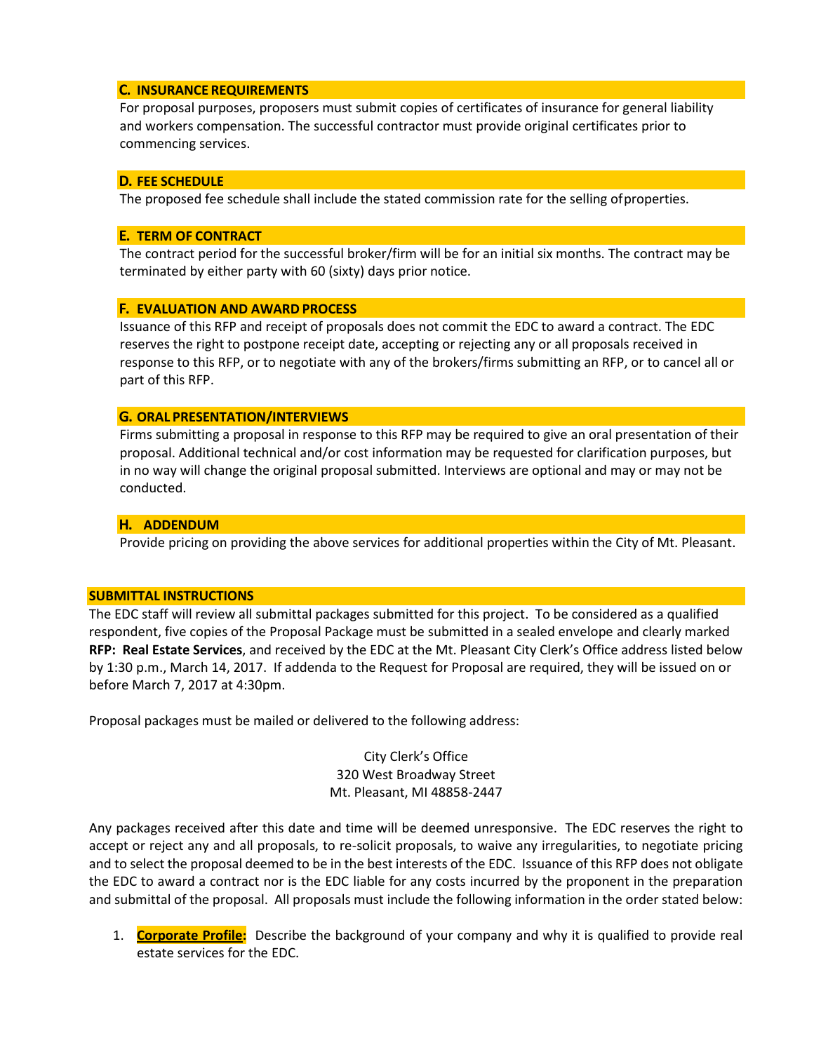### C. INSURANCE REQUIREMENTS

For proposal purposes, proposers must submit copies of certificates of insurance for general liability and workers compensation. The successful contractor must provide original certificates prior to commencing services.

### D. FEE SCHEDULE

The proposed fee schedule shall include the stated commission rate for the selling of properties.

### E. TERM OF CONTRACT

The contract period for the successful broker/firm will be for an initial six months. The contract may be terminated by either party with 60 (sixty) days prior notice.

### F. EVALUATION AND AWARD PROCESS

Issuance of this RFP and receipt of proposals does not commit the EDC to award a contract. The EDC reserves the right to postpone receipt date, accepting or rejecting any or all proposals received in response to this RFP, or to negotiate with any of the brokers/firms submitting an RFP, or to cancel all or part of this RFP.

### G. ORAL PRESENTATION/INTERVIEWS

Firms submitting a proposal in response to this RFP may be required to give an oral presentation of their proposal. Additional technical and/or cost information may be requested for clarification purposes, but in no way will change the original proposal submitted. Interviews are optional and may or may not be conducted.

### H. ADDENDUM

Provide pricing on providing the above services for additional properties within the City of Mt. Pleasant.

## SUBMITTAL INSTRUCTIONS

The EDC staff will review all submittal packages submitted for this project. To be considered as a qualified respondent, five copies of the Proposal Package must be submitted in a sealed envelope and clearly marked **RFP: Real Estate Services**, and received by the EDC at the Mt. Pleasant City Clerk's Office address listed below by 1:30 p.m., March 14, 2017. If addenda to the Request for Proposal are required, they will be issued on or before March 7, 2017 at 4:30pm.

Proposal packages must be mailed or delivered to the following address:

City Clerk's Office
320 West Broadway Street
Mt. Pleasant, MI 48858-2447

Any packages received after this date and time will be deemed unresponsive. The EDC reserves the right to accept or reject any and all proposals, to re-solicit proposals, to waive any irregularities, to negotiate pricing and to select the proposal deemed to be in the best interests of the EDC. Issuance of this RFP does not obligate the EDC to award a contract nor is the EDC liable for any costs incurred by the proponent in the preparation and submittal of the proposal. All proposals must include the following information in the order stated below:

1. **Corporate Profile:** Describe the background of your company and why it is qualified to provide real estate services for the EDC.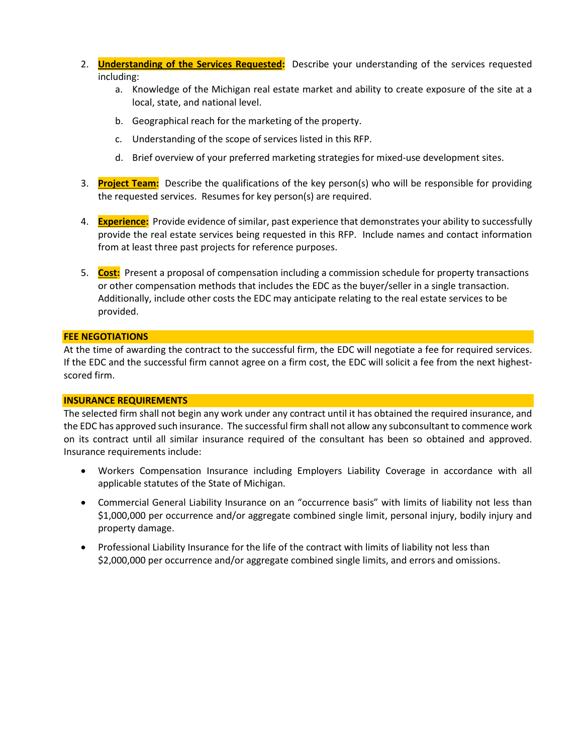2. **Understanding of the Services Requested:** Describe your understanding of the services requested including:
    a. Knowledge of the Michigan real estate market and ability to create exposure of the site at a local, state, and national level.
    b. Geographical reach for the marketing of the property.
    c. Understanding of the scope of services listed in this RFP.
    d. Brief overview of your preferred marketing strategies for mixed-use development sites.

3. **Project Team:** Describe the qualifications of the key person(s) who will be responsible for providing the requested services. Resumes for key person(s) are required.

4. **Experience:** Provide evidence of similar, past experience that demonstrates your ability to successfully provide the real estate services being requested in this RFP. Include names and contact information from at least three past projects for reference purposes.

5. **Cost:** Present a proposal of compensation including a commission schedule for property transactions or other compensation methods that includes the EDC as the buyer/seller in a single transaction. Additionally, include other costs the EDC may anticipate relating to the real estate services to be provided.

## FEE NEGOTIATIONS

At the time of awarding the contract to the successful firm, the EDC will negotiate a fee for required services. If the EDC and the successful firm cannot agree on a firm cost, the EDC will solicit a fee from the next highest-scored firm.

## INSURANCE REQUIREMENTS

The selected firm shall not begin any work under any contract until it has obtained the required insurance, and the EDC has approved such insurance. The successful firm shall not allow any subconsultant to commence work on its contract until all similar insurance required of the consultant has been so obtained and approved. Insurance requirements include:

- Workers Compensation Insurance including Employers Liability Coverage in accordance with all applicable statutes of the State of Michigan.
- Commercial General Liability Insurance on an "occurrence basis" with limits of liability not less than $1,000,000 per occurrence and/or aggregate combined single limit, personal injury, bodily injury and property damage.
- Professional Liability Insurance for the life of the contract with limits of liability not less than $2,000,000 per occurrence and/or aggregate combined single limits, and errors and omissions.